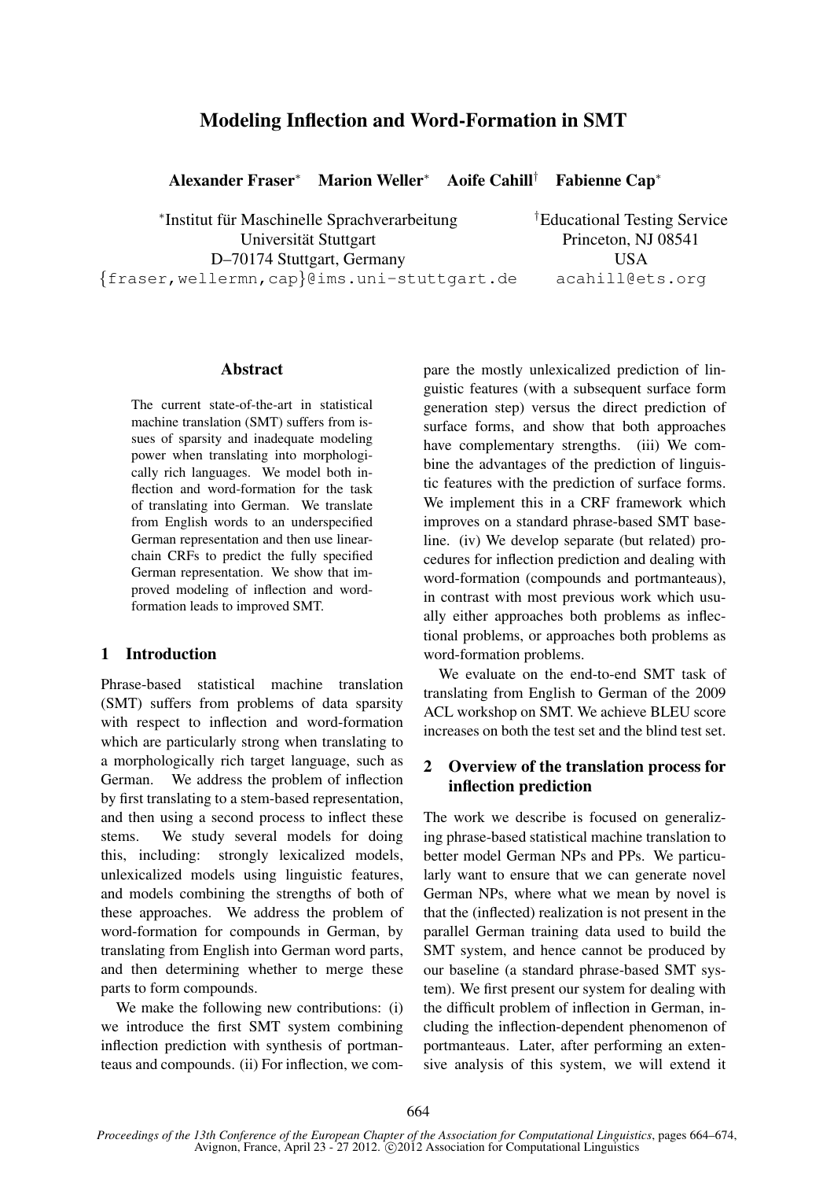# Modeling Inflection and Word-Formation in SMT

**Alexander Fraser*** **Marion Weller*** **Aoife Cahill†** **Fabienne Cap***

*Institut für Maschinelle Sprachverarbeitung
Universität Stuttgart
D–70174 Stuttgart, Germany
{fraser,wellermn,cap}@ims.uni-stuttgart.de

†Educational Testing Service
Princeton, NJ 08541
USA
acahill@ets.org

## Abstract

The current state-of-the-art in statistical machine translation (SMT) suffers from issues of sparsity and inadequate modeling power when translating into morphologically rich languages. We model both inflection and word-formation for the task of translating into German. We translate from English words to an underspecified German representation and then use linear-chain CRFs to predict the fully specified German representation. We show that improved modeling of inflection and word-formation leads to improved SMT.

## 1 Introduction

Phrase-based statistical machine translation (SMT) suffers from problems of data sparsity with respect to inflection and word-formation which are particularly strong when translating to a morphologically rich target language, such as German. We address the problem of inflection by first translating to a stem-based representation, and then using a second process to inflect these stems. We study several models for doing this, including: strongly lexicalized models, unlexicalized models using linguistic features, and models combining the strengths of both of these approaches. We address the problem of word-formation for compounds in German, by translating from English into German word parts, and then determining whether to merge these parts to form compounds.

We make the following new contributions: (i) we introduce the first SMT system combining inflection prediction with synthesis of portmanteaus and compounds. (ii) For inflection, we compare the mostly unlexicalized prediction of linguistic features (with a subsequent surface form generation step) versus the direct prediction of surface forms, and show that both approaches have complementary strengths. (iii) We combine the advantages of the prediction of linguistic features with the prediction of surface forms. We implement this in a CRF framework which improves on a standard phrase-based SMT baseline. (iv) We develop separate (but related) procedures for inflection prediction and dealing with word-formation (compounds and portmanteaus), in contrast with most previous work which usually either approaches both problems as inflectional problems, or approaches both problems as word-formation problems.

We evaluate on the end-to-end SMT task of translating from English to German of the 2009 ACL workshop on SMT. We achieve BLEU score increases on both the test set and the blind test set.

## 2 Overview of the translation process for inflection prediction

The work we describe is focused on generalizing phrase-based statistical machine translation to better model German NPs and PPs. We particularly want to ensure that we can generate novel German NPs, where what we mean by novel is that the (inflected) realization is not present in the parallel German training data used to build the SMT system, and hence cannot be produced by our baseline (a standard phrase-based SMT system). We first present our system for dealing with the difficult problem of inflection in German, including the inflection-dependent phenomenon of portmanteaus. Later, after performing an extensive analysis of this system, we will extend it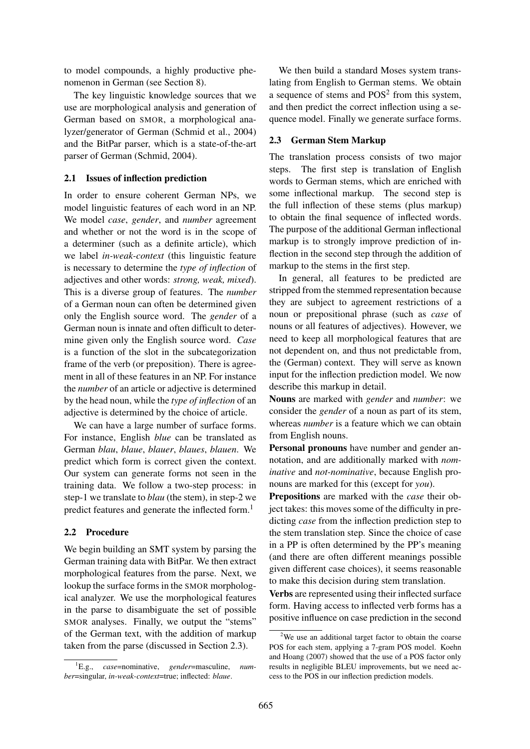to model compounds, a highly productive phenomenon in German (see Section 8).

The key linguistic knowledge sources that we use are morphological analysis and generation of German based on SMOR, a morphological analyzer/generator of German (Schmid et al., 2004) and the BitPar parser, which is a state-of-the-art parser of German (Schmid, 2004).

### 2.1 Issues of inflection prediction

In order to ensure coherent German NPs, we model linguistic features of each word in an NP. We model *case*, *gender*, and *number* agreement and whether or not the word is in the scope of a determiner (such as a definite article), which we label *in-weak-context* (this linguistic feature is necessary to determine the *type of inflection* of adjectives and other words: *strong, weak, mixed*). This is a diverse group of features. The *number* of a German noun can often be determined given only the English source word. The *gender* of a German noun is innate and often difficult to determine given only the English source word. *Case* is a function of the slot in the subcategorization frame of the verb (or preposition). There is agreement in all of these features in an NP. For instance the *number* of an article or adjective is determined by the head noun, while the *type of inflection* of an adjective is determined by the choice of article.

We can have a large number of surface forms. For instance, English *blue* can be translated as German *blau*, *blaue*, *blauer*, *blaues*, *blauen*. We predict which form is correct given the context. Our system can generate forms not seen in the training data. We follow a two-step process: in step-1 we translate to *blau* (the stem), in step-2 we predict features and generate the inflected form.[1]

### 2.2 Procedure

We begin building an SMT system by parsing the German training data with BitPar. We then extract morphological features from the parse. Next, we lookup the surface forms in the SMOR morphological analyzer. We use the morphological features in the parse to disambiguate the set of possible SMOR analyses. Finally, we output the "stems" of the German text, with the addition of markup taken from the parse (discussed in Section 2.3).

We then build a standard Moses system translating from English to German stems. We obtain a sequence of stems and POS[2] from this system, and then predict the correct inflection using a sequence model. Finally we generate surface forms.

### 2.3 German Stem Markup

The translation process consists of two major steps. The first step is translation of English words to German stems, which are enriched with some inflectional markup. The second step is the full inflection of these stems (plus markup) to obtain the final sequence of inflected words. The purpose of the additional German inflectional markup is to strongly improve prediction of inflection in the second step through the addition of markup to the stems in the first step.

In general, all features to be predicted are stripped from the stemmed representation because they are subject to agreement restrictions of a noun or prepositional phrase (such as *case* of nouns or all features of adjectives). However, we need to keep all morphological features that are not dependent on, and thus not predictable from, the (German) context. They will serve as known input for the inflection prediction model. We now describe this markup in detail.

**Nouns** are marked with *gender* and *number*: we consider the *gender* of a noun as part of its stem, whereas *number* is a feature which we can obtain from English nouns.

**Personal pronouns** have number and gender annotation, and are additionally marked with *nominative* and *not-nominative*, because English pronouns are marked for this (except for *you*).

**Prepositions** are marked with the *case* their object takes: this moves some of the difficulty in predicting *case* from the inflection prediction step to the stem translation step. Since the choice of case in a PP is often determined by the PP's meaning (and there are often different meanings possible given different case choices), it seems reasonable to make this decision during stem translation.

**Verbs** are represented using their inflected surface form. Having access to inflected verb forms has a positive influence on case prediction in the second

[1] E.g., *case*=nominative, *gender*=masculine, *number*=singular, *in-weak-context*=true; inflected: *blaue*.

[2] We use an additional target factor to obtain the coarse POS for each stem, applying a 7-gram POS model. Koehn and Hoang (2007) showed that the use of a POS factor only results in negligible BLEU improvements, but we need access to the POS in our inflection prediction models.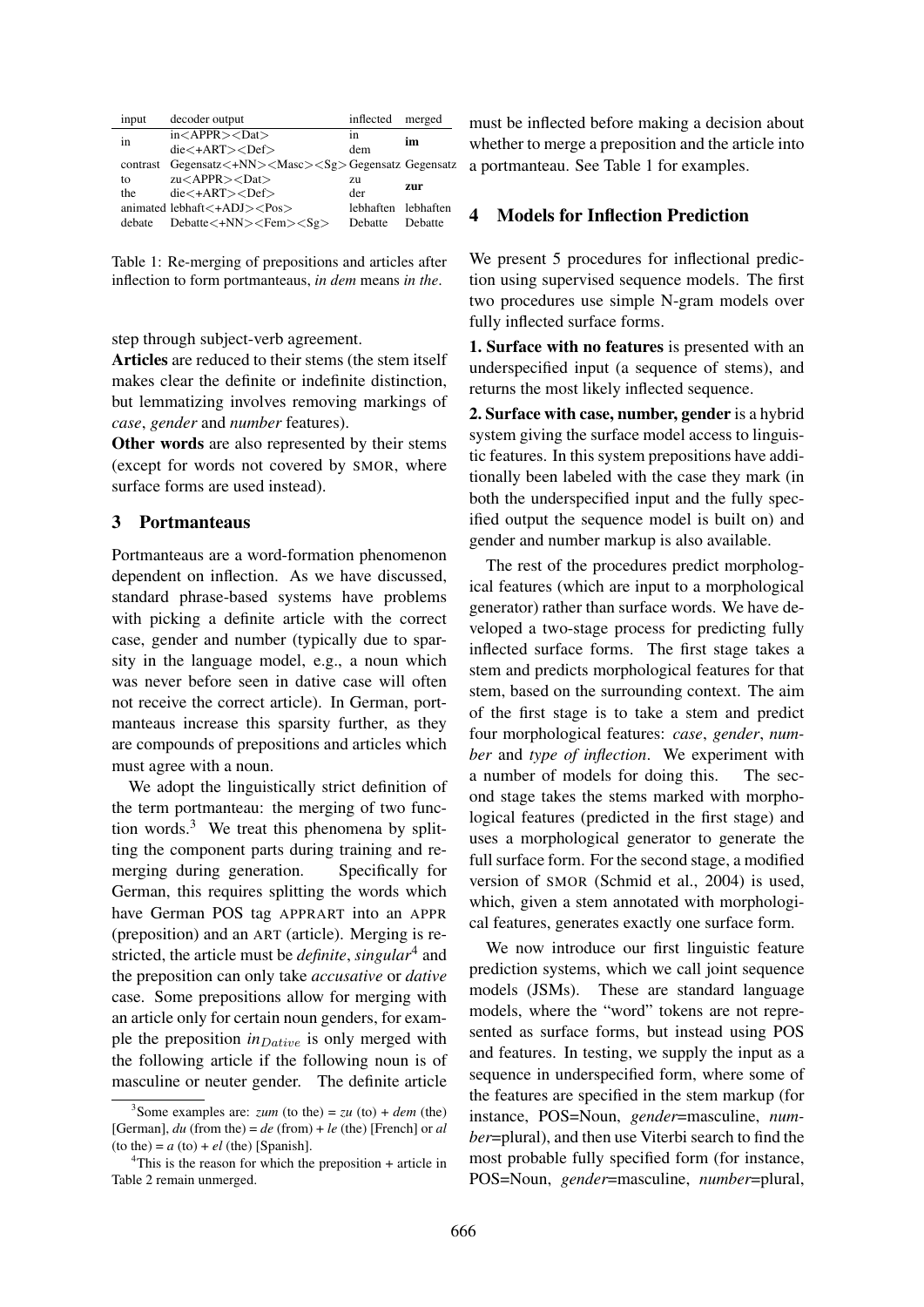| input | decoder output | inflected | merged |
|---|---|---|---|
| in | in<APPR><Dat> | in | **im** |
|  | die<+ART><Def> | dem |  |
| contrast | Gegensatz<+NN><Masc><Sg> | Gegensatz | Gegensatz |
| to | zu<APPR><Dat> | zu | **zur** |
| the | die<+ART><Def> | der |  |
| animated | lebhaft<+ADJ><Pos> | lebhaften | lebhaften |
| debate | Debatte<+NN><Fem><Sg> | Debatte | Debatte |

Table 1: Re-merging of prepositions and articles after inflection to form portmanteaus, *in dem* means *in the*.

step through subject-verb agreement.

**Articles** are reduced to their stems (the stem itself makes clear the definite or indefinite distinction, but lemmatizing involves removing markings of *case*, *gender* and *number* features).

**Other words** are also represented by their stems (except for words not covered by SMOR, where surface forms are used instead).

## 3 Portmanteaus

Portmanteaus are a word-formation phenomenon dependent on inflection. As we have discussed, standard phrase-based systems have problems with picking a definite article with the correct case, gender and number (typically due to sparsity in the language model, e.g., a noun which was never before seen in dative case will often not receive the correct article). In German, portmanteaus increase this sparsity further, as they are compounds of prepositions and articles which must agree with a noun.

We adopt the linguistically strict definition of the term portmanteau: the merging of two function words.[3] We treat this phenomena by splitting the component parts during training and re-merging during generation. Specifically for German, this requires splitting the words which have German POS tag APPRART into an APPR (preposition) and an ART (article). Merging is restricted, the article must be *definite*, *singular*[4] and the preposition can only take *accusative* or *dative* case. Some prepositions allow for merging with an article only for certain noun genders, for example the preposition $in_{Dative}$ is only merged with the following article if the following noun is of masculine or neuter gender. The definite article must be inflected before making a decision about whether to merge a preposition and the article into a portmanteau. See Table 1 for examples.

[3] Some examples are: *zum* (to the) = *zu* (to) + *dem* (the) [German], *du* (from the) = *de* (from) + *le* (the) [French] or *al* (to the) = *a* (to) + *el* (the) [Spanish].

[4] This is the reason for which the preposition + article in Table 2 remain unmerged.

## 4 Models for Inflection Prediction

We present 5 procedures for inflectional prediction using supervised sequence models. The first two procedures use simple N-gram models over fully inflected surface forms.

**1. Surface with no features** is presented with an underspecified input (a sequence of stems), and returns the most likely inflected sequence.

**2. Surface with case, number, gender** is a hybrid system giving the surface model access to linguistic features. In this system prepositions have additionally been labeled with the case they mark (in both the underspecified input and the fully specified output the sequence model is built on) and gender and number markup is also available.

The rest of the procedures predict morphological features (which are input to a morphological generator) rather than surface words. We have developed a two-stage process for predicting fully inflected surface forms. The first stage takes a stem and predicts morphological features for that stem, based on the surrounding context. The aim of the first stage is to take a stem and predict four morphological features: *case*, *gender*, *number* and *type of inflection*. We experiment with a number of models for doing this. The second stage takes the stems marked with morphological features (predicted in the first stage) and uses a morphological generator to generate the full surface form. For the second stage, a modified version of SMOR (Schmid et al., 2004) is used, which, given a stem annotated with morphological features, generates exactly one surface form.

We now introduce our first linguistic feature prediction systems, which we call joint sequence models (JSMs). These are standard language models, where the "word" tokens are not represented as surface forms, but instead using POS and features. In testing, we supply the input as a sequence in underspecified form, where some of the features are specified in the stem markup (for instance, POS=Noun, *gender*=masculine, *number*=plural), and then use Viterbi search to find the most probable fully specified form (for instance, POS=Noun, *gender*=masculine, *number*=plural,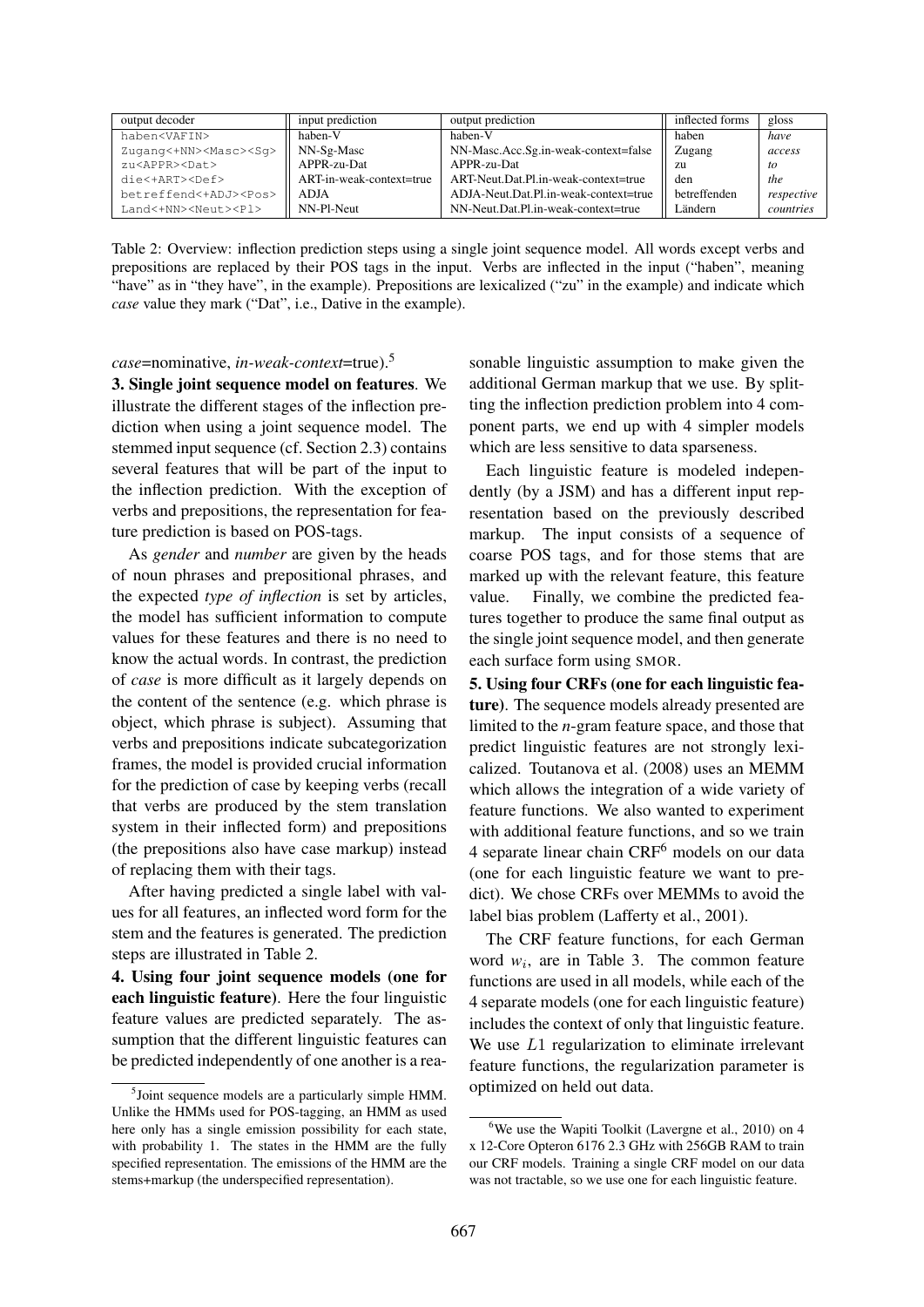| output decoder | input prediction | output prediction | inflected forms | gloss |
|---|---|---|---|---|
| haben<VAFIN> | haben-V | haben-V | haben | *have* |
| Zugang<+NN><Masc><Sg> | NN-Sg-Masc | NN-Masc.Acc.Sg.in-weak-context=false | Zugang | *access* |
| zu<APPR><Dat> | APPR-zu-Dat | APPR-zu-Dat | zu | *to* |
| die<+ART><Def> | ART-in-weak-context=true | ART-Neut.Dat.Pl.in-weak-context=true | den | *the* |
| betreffend<+ADJ><Pos> | ADJA | ADJA-Neut.Dat.Pl.in-weak-context=true | betreffenden | *respective* |
| Land<+NN><Neut><Pl> | NN-Pl-Neut | NN-Neut.Dat.Pl.in-weak-context=true | Ländern | *countries* |

Table 2: Overview: inflection prediction steps using a single joint sequence model. All words except verbs and prepositions are replaced by their POS tags in the input. Verbs are inflected in the input ("haben", meaning "have" as in "they have", in the example). Prepositions are lexicalized ("zu" in the example) and indicate which *case* value they mark ("Dat", i.e., Dative in the example).

*case*=nominative, *in-weak-context*=true).[5]

**3. Single joint sequence model on features**. We illustrate the different stages of the inflection prediction when using a joint sequence model. The stemmed input sequence (cf. Section 2.3) contains several features that will be part of the input to the inflection prediction. With the exception of verbs and prepositions, the representation for feature prediction is based on POS-tags.

As *gender* and *number* are given by the heads of noun phrases and prepositional phrases, and the expected *type of inflection* is set by articles, the model has sufficient information to compute values for these features and there is no need to know the actual words. In contrast, the prediction of *case* is more difficult as it largely depends on the content of the sentence (e.g. which phrase is object, which phrase is subject). Assuming that verbs and prepositions indicate subcategorization frames, the model is provided crucial information for the prediction of case by keeping verbs (recall that verbs are produced by the stem translation system in their inflected form) and prepositions (the prepositions also have case markup) instead of replacing them with their tags.

After having predicted a single label with values for all features, an inflected word form for the stem and the features is generated. The prediction steps are illustrated in Table 2.

**4. Using four joint sequence models (one for each linguistic feature)**. Here the four linguistic feature values are predicted separately. The assumption that the different linguistic features can be predicted independently of one another is a reasonable linguistic assumption to make given the additional German markup that we use. By splitting the inflection prediction problem into 4 component parts, we end up with 4 simpler models which are less sensitive to data sparseness.

Each linguistic feature is modeled independently (by a JSM) and has a different input representation based on the previously described markup. The input consists of a sequence of coarse POS tags, and for those stems that are marked up with the relevant feature, this feature value. Finally, we combine the predicted features together to produce the same final output as the single joint sequence model, and then generate each surface form using SMOR.

**5. Using four CRFs (one for each linguistic feature)**. The sequence models already presented are limited to the *n*-gram feature space, and those that predict linguistic features are not strongly lexicalized. Toutanova et al. (2008) uses an MEMM which allows the integration of a wide variety of feature functions. We also wanted to experiment with additional feature functions, and so we train 4 separate linear chain CRF[6] models on our data (one for each linguistic feature we want to predict). We chose CRFs over MEMMs to avoid the label bias problem (Lafferty et al., 2001).

The CRF feature functions, for each German word $w_i$, are in Table 3. The common feature functions are used in all models, while each of the 4 separate models (one for each linguistic feature) includes the context of only that linguistic feature. We use $L1$ regularization to eliminate irrelevant feature functions, the regularization parameter is optimized on held out data.

[5] Joint sequence models are a particularly simple HMM. Unlike the HMMs used for POS-tagging, an HMM as used here only has a single emission possibility for each state, with probability 1. The states in the HMM are the fully specified representation. The emissions of the HMM are the stems+markup (the underspecified representation).

[6] We use the Wapiti Toolkit (Lavergne et al., 2010) on 4 x 12-Core Opteron 6176 2.3 GHz with 256GB RAM to train our CRF models. Training a single CRF model on our data was not tractable, so we use one for each linguistic feature.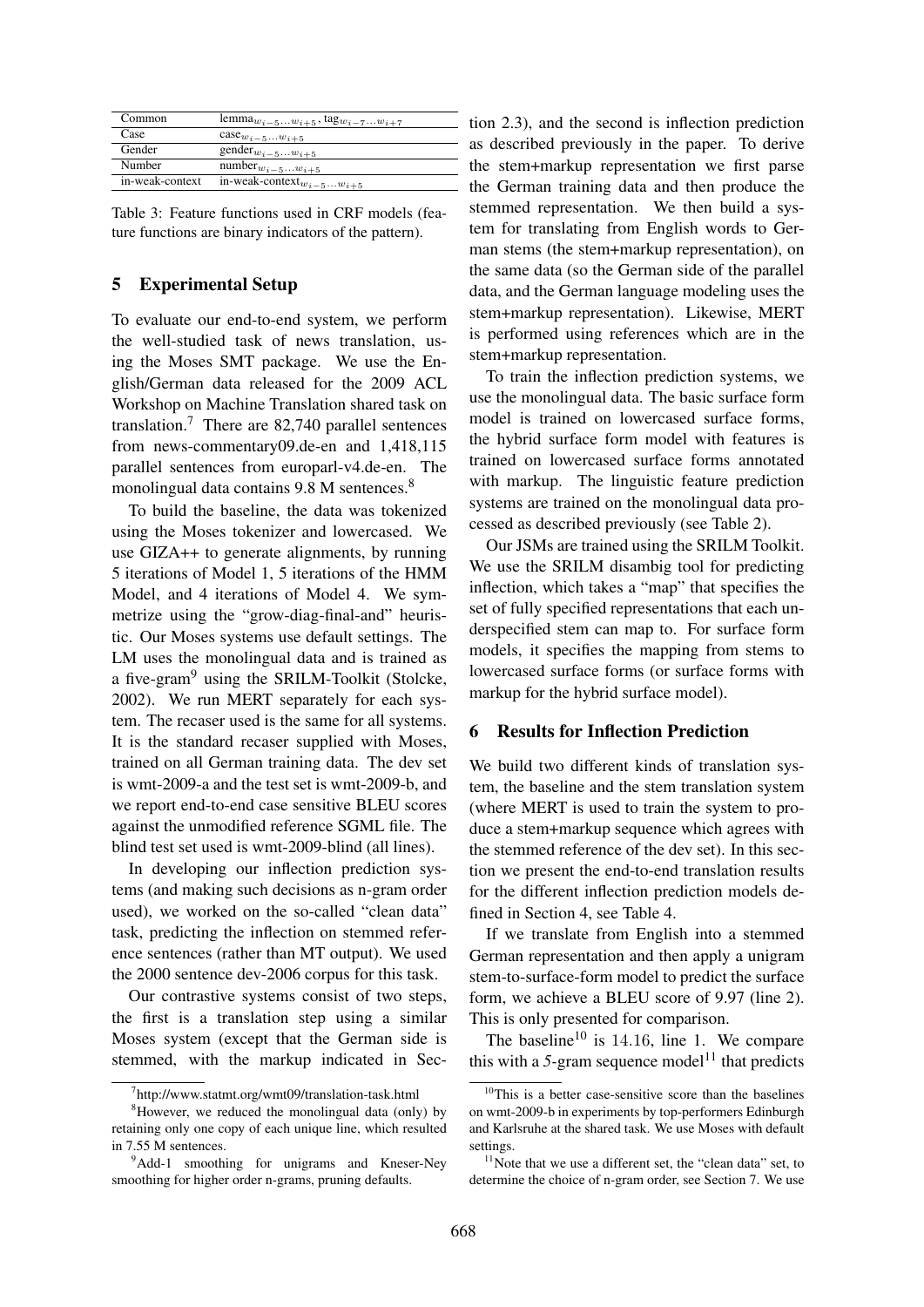| Common | $\text{lemma}_{w_{i-5}\ldots w_{i+5}}$, $\text{tag}_{w_{i-7}\ldots w_{i+7}}$ |
|---|---|
| Case | $\text{case}_{w_{i-5}\ldots w_{i+5}}$ |
| Gender | $\text{gender}_{w_{i-5}\ldots w_{i+5}}$ |
| Number | $\text{number}_{w_{i-5}\ldots w_{i+5}}$ |
| in-weak-context | $\text{in-weak-context}_{w_{i-5}\ldots w_{i+5}}$ |

Table 3: Feature functions used in CRF models (feature functions are binary indicators of the pattern).

## 5 Experimental Setup

To evaluate our end-to-end system, we perform the well-studied task of news translation, using the Moses SMT package. We use the English/German data released for the 2009 ACL Workshop on Machine Translation shared task on translation.[7] There are 82,740 parallel sentences from news-commentary09.de-en and 1,418,115 parallel sentences from europarl-v4.de-en. The monolingual data contains 9.8 M sentences.[8]

To build the baseline, the data was tokenized using the Moses tokenizer and lowercased. We use GIZA++ to generate alignments, by running 5 iterations of Model 1, 5 iterations of the HMM Model, and 4 iterations of Model 4. We symmetrize using the "grow-diag-final-and" heuristic. Our Moses systems use default settings. The LM uses the monolingual data and is trained as a five-gram[9] using the SRILM-Toolkit (Stolcke, 2002). We run MERT separately for each system. The recaser used is the same for all systems. It is the standard recaser supplied with Moses, trained on all German training data. The dev set is wmt-2009-a and the test set is wmt-2009-b, and we report end-to-end case sensitive BLEU scores against the unmodified reference SGML file. The blind test set used is wmt-2009-blind (all lines).

In developing our inflection prediction systems (and making such decisions as n-gram order used), we worked on the so-called "clean data" task, predicting the inflection on stemmed reference sentences (rather than MT output). We used the 2000 sentence dev-2006 corpus for this task.

Our contrastive systems consist of two steps, the first is a translation step using a similar Moses system (except that the German side is stemmed, with the markup indicated in Section 2.3), and the second is inflection prediction as described previously in the paper. To derive the stem+markup representation we first parse the German training data and then produce the stemmed representation. We then build a system for translating from English words to German stems (the stem+markup representation), on the same data (so the German side of the parallel data, and the German language modeling uses the stem+markup representation). Likewise, MERT is performed using references which are in the stem+markup representation.

To train the inflection prediction systems, we use the monolingual data. The basic surface form model is trained on lowercased surface forms, the hybrid surface form model with features is trained on lowercased surface forms annotated with markup. The linguistic feature prediction systems are trained on the monolingual data processed as described previously (see Table 2).

Our JSMs are trained using the SRILM Toolkit. We use the SRILM disambig tool for predicting inflection, which takes a "map" that specifies the set of fully specified representations that each underspecified stem can map to. For surface form models, it specifies the mapping from stems to lowercased surface forms (or surface forms with markup for the hybrid surface model).

## 6 Results for Inflection Prediction

We build two different kinds of translation system, the baseline and the stem translation system (where MERT is used to train the system to produce a stem+markup sequence which agrees with the stemmed reference of the dev set). In this section we present the end-to-end translation results for the different inflection prediction models defined in Section 4, see Table 4.

If we translate from English into a stemmed German representation and then apply a unigram stem-to-surface-form model to predict the surface form, we achieve a BLEU score of 9.97 (line 2). This is only presented for comparison.

The baseline[10] is 14.16, line 1. We compare this with a 5-gram sequence model[11] that predicts

[7] http://www.statmt.org/wmt09/translation-task.html

[8] However, we reduced the monolingual data (only) by retaining only one copy of each unique line, which resulted in 7.55 M sentences.

[9] Add-1 smoothing for unigrams and Kneser-Ney smoothing for higher order n-grams, pruning defaults.

[10] This is a better case-sensitive score than the baselines on wmt-2009-b in experiments by top-performers Edinburgh and Karlsruhe at the shared task. We use Moses with default settings.

[11] Note that we use a different set, the "clean data" set, to determine the choice of n-gram order, see Section 7. We use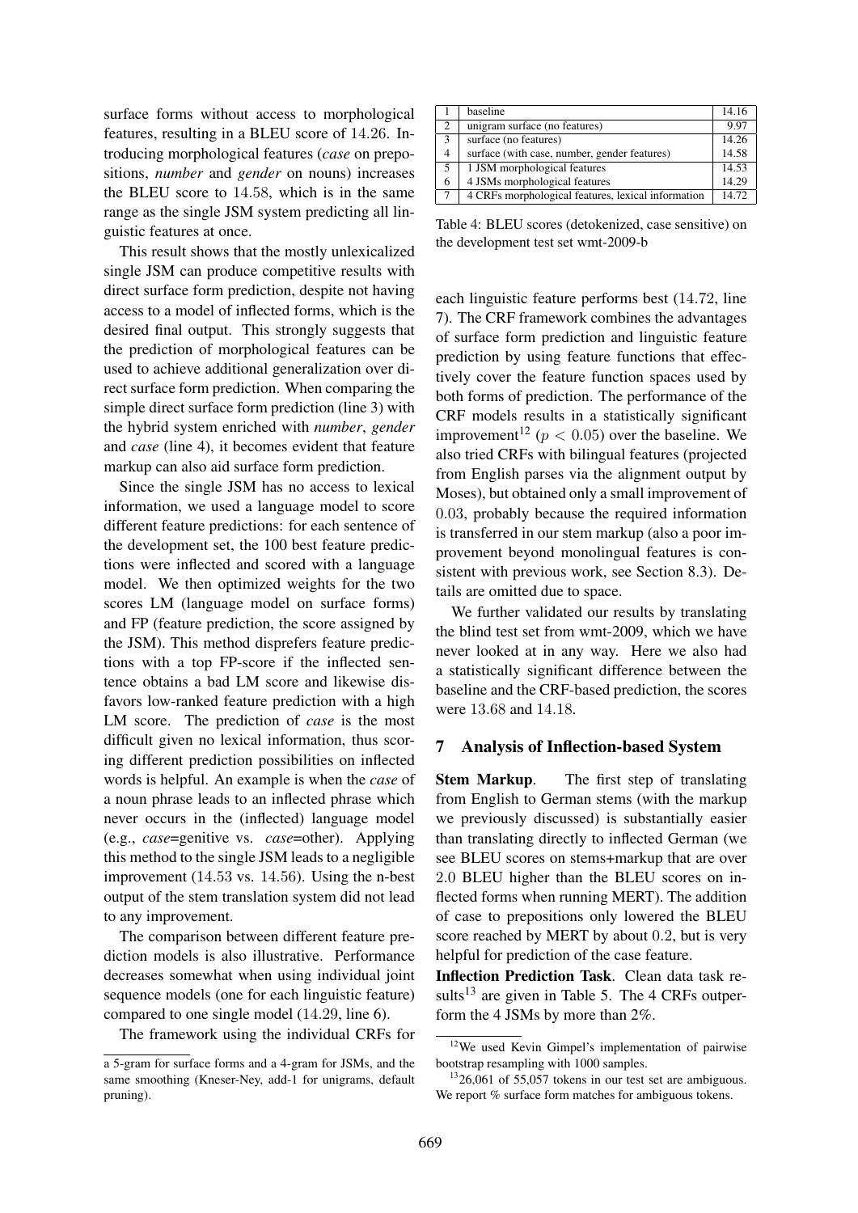surface forms without access to morphological features, resulting in a BLEU score of 14.26. Introducing morphological features (*case* on prepositions, *number* and *gender* on nouns) increases the BLEU score to 14.58, which is in the same range as the single JSM system predicting all linguistic features at once.

This result shows that the mostly unlexicalized single JSM can produce competitive results with direct surface form prediction, despite not having access to a model of inflected forms, which is the desired final output. This strongly suggests that the prediction of morphological features can be used to achieve additional generalization over direct surface form prediction. When comparing the simple direct surface form prediction (line 3) with the hybrid system enriched with *number*, *gender* and *case* (line 4), it becomes evident that feature markup can also aid surface form prediction.

Since the single JSM has no access to lexical information, we used a language model to score different feature predictions: for each sentence of the development set, the 100 best feature predictions were inflected and scored with a language model. We then optimized weights for the two scores LM (language model on surface forms) and FP (feature prediction, the score assigned by the JSM). This method disprefers feature predictions with a top FP-score if the inflected sentence obtains a bad LM score and likewise disfavors low-ranked feature prediction with a high LM score. The prediction of *case* is the most difficult given no lexical information, thus scoring different prediction possibilities on inflected words is helpful. An example is when the *case* of a noun phrase leads to an inflected phrase which never occurs in the (inflected) language model (e.g., *case*=genitive vs. *case*=other). Applying this method to the single JSM leads to a negligible improvement (14.53 vs. 14.56). Using the n-best output of the stem translation system did not lead to any improvement.

The comparison between different feature prediction models is also illustrative. Performance decreases somewhat when using individual joint sequence models (one for each linguistic feature) compared to one single model (14.29, line 6).

The framework using the individual CRFs for each linguistic feature performs best (14.72, line 7). The CRF framework combines the advantages of surface form prediction and linguistic feature prediction by using feature functions that effectively cover the feature function spaces used by both forms of prediction. The performance of the CRF models results in a statistically significant improvement[12] ($p < 0.05$) over the baseline. We also tried CRFs with bilingual features (projected from English parses via the alignment output by Moses), but obtained only a small improvement of 0.03, probably because the required information is transferred in our stem markup (also a poor improvement beyond monolingual features is consistent with previous work, see Section 8.3). Details are omitted due to space.

| | | |
|---|---|---|
| 1 | baseline | 14.16 |
| 2 | unigram surface (no features) | 9.97 |
| 3 | surface (no features) | 14.26 |
| 4 | surface (with case, number, gender features) | 14.58 |
| 5 | 1 JSM morphological features | 14.53 |
| 6 | 4 JSMs morphological features | 14.29 |
| 7 | 4 CRFs morphological features, lexical information | 14.72 |

Table 4: BLEU scores (detokenized, case sensitive) on the development test set wmt-2009-b

We further validated our results by translating the blind test set from wmt-2009, which we have never looked at in any way. Here we also had a statistically significant difference between the baseline and the CRF-based prediction, the scores were 13.68 and 14.18.

## 7 Analysis of Inflection-based System

**Stem Markup**. The first step of translating from English to German stems (with the markup we previously discussed) is substantially easier than translating directly to inflected German (we see BLEU scores on stems+markup that are over 2.0 BLEU higher than the BLEU scores on inflected forms when running MERT). The addition of case to prepositions only lowered the BLEU score reached by MERT by about 0.2, but is very helpful for prediction of the case feature.

**Inflection Prediction Task**. Clean data task results[13] are given in Table 5. The 4 CRFs outperform the 4 JSMs by more than 2%.

a 5-gram for surface forms and a 4-gram for JSMs, and the same smoothing (Kneser-Ney, add-1 for unigrams, default pruning).

[12] We used Kevin Gimpel's implementation of pairwise bootstrap resampling with 1000 samples.

[13] 26,061 of 55,057 tokens in our test set are ambiguous. We report % surface form matches for ambiguous tokens.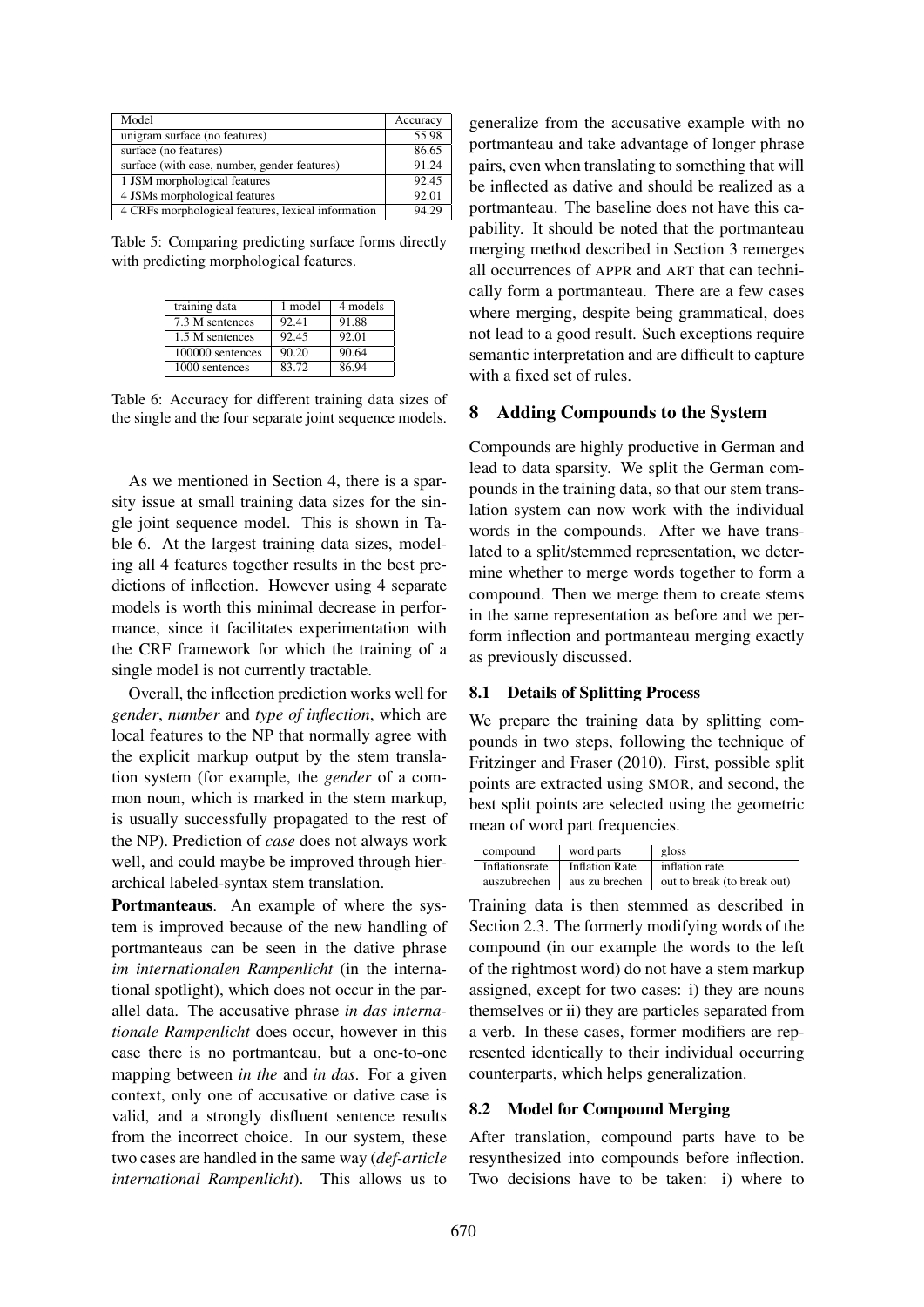| Model | Accuracy |
|---|---|
| unigram surface (no features) | 55.98 |
| surface (no features) | 86.65 |
| surface (with case, number, gender features) | 91.24 |
| 1 JSM morphological features | 92.45 |
| 4 JSMs morphological features | 92.01 |
| 4 CRFs morphological features, lexical information | 94.29 |

Table 5: Comparing predicting surface forms directly with predicting morphological features.

| training data | 1 model | 4 models |
|---|---|---|
| 7.3 M sentences | 92.41 | 91.88 |
| 1.5 M sentences | 92.45 | 92.01 |
| 100000 sentences | 90.20 | 90.64 |
| 1000 sentences | 83.72 | 86.94 |

Table 6: Accuracy for different training data sizes of the single and the four separate joint sequence models.

As we mentioned in Section 4, there is a sparsity issue at small training data sizes for the single joint sequence model. This is shown in Table 6. At the largest training data sizes, modeling all 4 features together results in the best predictions of inflection. However using 4 separate models is worth this minimal decrease in performance, since it facilitates experimentation with the CRF framework for which the training of a single model is not currently tractable.

Overall, the inflection prediction works well for *gender*, *number* and *type of inflection*, which are local features to the NP that normally agree with the explicit markup output by the stem translation system (for example, the *gender* of a common noun, which is marked in the stem markup, is usually successfully propagated to the rest of the NP). Prediction of *case* does not always work well, and could maybe be improved through hierarchical labeled-syntax stem translation.

**Portmanteaus**. An example of where the system is improved because of the new handling of portmanteaus can be seen in the dative phrase *im internationalen Rampenlicht* (in the international spotlight), which does not occur in the parallel data. The accusative phrase *in das internationale Rampenlicht* does occur, however in this case there is no portmanteau, but a one-to-one mapping between *in the* and *in das*. For a given context, only one of accusative or dative case is valid, and a strongly disfluent sentence results from the incorrect choice. In our system, these two cases are handled in the same way (*def-article international Rampenlicht*). This allows us to generalize from the accusative example with no portmanteau and take advantage of longer phrase pairs, even when translating to something that will be inflected as dative and should be realized as a portmanteau. The baseline does not have this capability. It should be noted that the portmanteau merging method described in Section 3 remerges all occurrences of APPR and ART that can technically form a portmanteau. There are a few cases where merging, despite being grammatical, does not lead to a good result. Such exceptions require semantic interpretation and are difficult to capture with a fixed set of rules.

## 8 Adding Compounds to the System

Compounds are highly productive in German and lead to data sparsity. We split the German compounds in the training data, so that our stem translation system can now work with the individual words in the compounds. After we have translated to a split/stemmed representation, we determine whether to merge words together to form a compound. Then we merge them to create stems in the same representation as before and we perform inflection and portmanteau merging exactly as previously discussed.

### 8.1 Details of Splitting Process

We prepare the training data by splitting compounds in two steps, following the technique of Fritzinger and Fraser (2010). First, possible split points are extracted using SMOR, and second, the best split points are selected using the geometric mean of word part frequencies.

| compound | word parts | gloss |
|---|---|---|
| Inflationsrate | Inflation Rate | inflation rate |
| auszubrechen | aus zu brechen | out to break (to break out) |

Training data is then stemmed as described in Section 2.3. The formerly modifying words of the compound (in our example the words to the left of the rightmost word) do not have a stem markup assigned, except for two cases: i) they are nouns themselves or ii) they are particles separated from a verb. In these cases, former modifiers are represented identically to their individual occurring counterparts, which helps generalization.

### 8.2 Model for Compound Merging

After translation, compound parts have to be resynthesized into compounds before inflection. Two decisions have to be taken: i) where to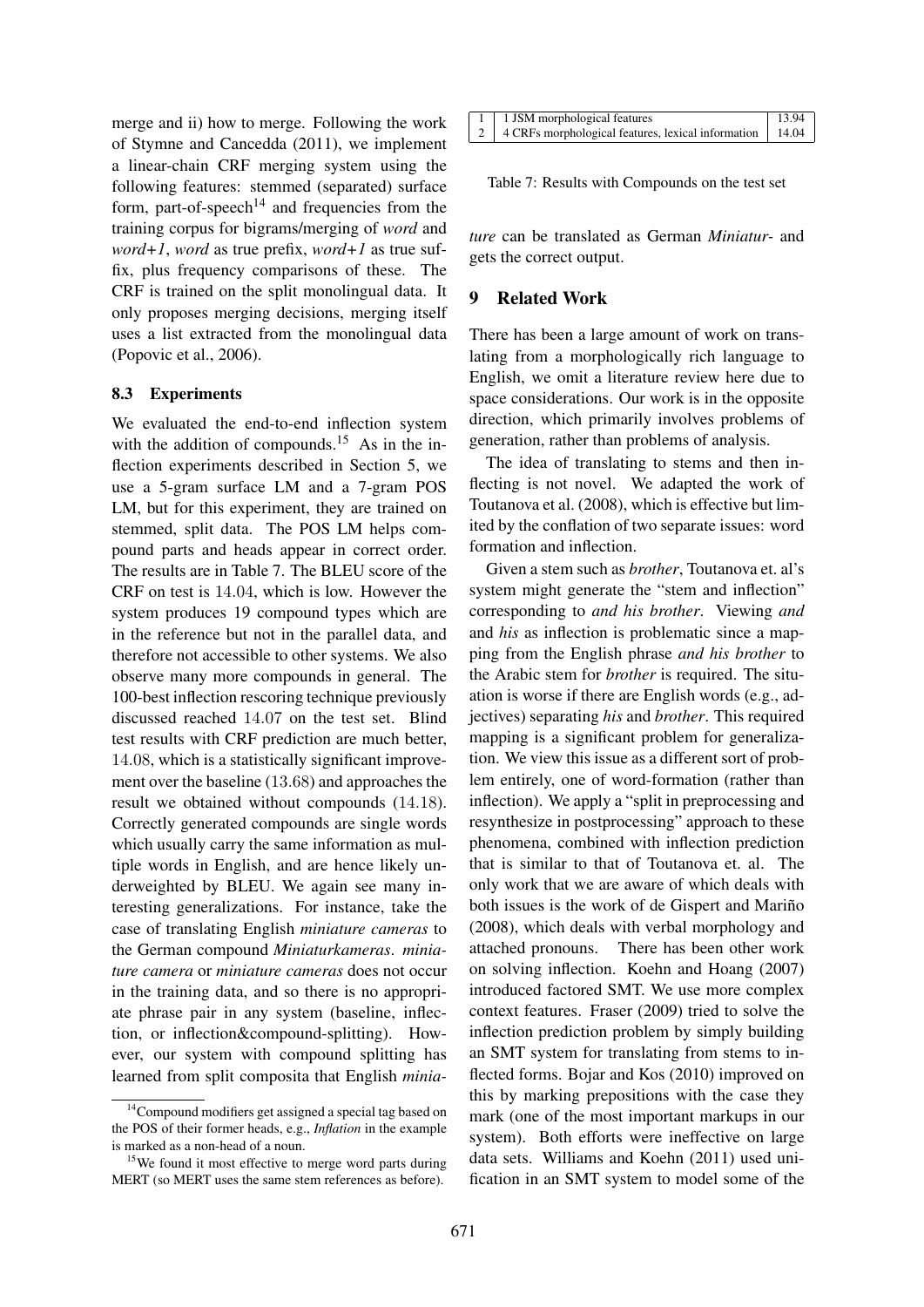merge and ii) how to merge. Following the work of Stymne and Cancedda (2011), we implement a linear-chain CRF merging system using the following features: stemmed (separated) surface form, part-of-speech[14] and frequencies from the training corpus for bigrams/merging of *word* and *word+1*, *word* as true prefix, *word+1* as true suffix, plus frequency comparisons of these. The CRF is trained on the split monolingual data. It only proposes merging decisions, merging itself uses a list extracted from the monolingual data (Popovic et al., 2006).

### 8.3 Experiments

We evaluated the end-to-end inflection system with the addition of compounds.[15] As in the inflection experiments described in Section 5, we use a 5-gram surface LM and a 7-gram POS LM, but for this experiment, they are trained on stemmed, split data. The POS LM helps compound parts and heads appear in correct order. The results are in Table 7. The BLEU score of the CRF on test is 14.04, which is low. However the system produces 19 compound types which are in the reference but not in the parallel data, and therefore not accessible to other systems. We also observe many more compounds in general. The 100-best inflection rescoring technique previously discussed reached 14.07 on the test set. Blind test results with CRF prediction are much better, 14.08, which is a statistically significant improvement over the baseline (13.68) and approaches the result we obtained without compounds (14.18). Correctly generated compounds are single words which usually carry the same information as multiple words in English, and are hence likely underweighted by BLEU. We again see many interesting generalizations. For instance, take the case of translating English *miniature cameras* to the German compound *Miniaturkameras*. *miniature camera* or *miniature cameras* does not occur in the training data, and so there is no appropriate phrase pair in any system (baseline, inflection, or inflection&compound-splitting). However, our system with compound splitting has learned from split composita that English *miniature* can be translated as German *Miniatur-* and gets the correct output.

[14] Compound modifiers get assigned a special tag based on the POS of their former heads, e.g., *Inflation* in the example is marked as a non-head of a noun.

[15] We found it most effective to merge word parts during MERT (so MERT uses the same stem references as before).

| | | |
|---|---|---|
| 1 | 1 JSM morphological features | 13.94 |
| 2 | 4 CRFs morphological features, lexical information | 14.04 |

Table 7: Results with Compounds on the test set

## 9 Related Work

There has been a large amount of work on translating from a morphologically rich language to English, we omit a literature review here due to space considerations. Our work is in the opposite direction, which primarily involves problems of generation, rather than problems of analysis.

The idea of translating to stems and then inflecting is not novel. We adapted the work of Toutanova et al. (2008), which is effective but limited by the conflation of two separate issues: word formation and inflection.

Given a stem such as *brother*, Toutanova et. al's system might generate the "stem and inflection" corresponding to *and his brother*. Viewing *and* and *his* as inflection is problematic since a mapping from the English phrase *and his brother* to the Arabic stem for *brother* is required. The situation is worse if there are English words (e.g., adjectives) separating *his* and *brother*. This required mapping is a significant problem for generalization. We view this issue as a different sort of problem entirely, one of word-formation (rather than inflection). We apply a "split in preprocessing and resynthesize in postprocessing" approach to these phenomena, combined with inflection prediction that is similar to that of Toutanova et. al. The only work that we are aware of which deals with both issues is the work of de Gispert and Mariño (2008), which deals with verbal morphology and attached pronouns. There has been other work on solving inflection. Koehn and Hoang (2007) introduced factored SMT. We use more complex context features. Fraser (2009) tried to solve the inflection prediction problem by simply building an SMT system for translating from stems to inflected forms. Bojar and Kos (2010) improved on this by marking prepositions with the case they mark (one of the most important markups in our system). Both efforts were ineffective on large data sets. Williams and Koehn (2011) used unification in an SMT system to model some of the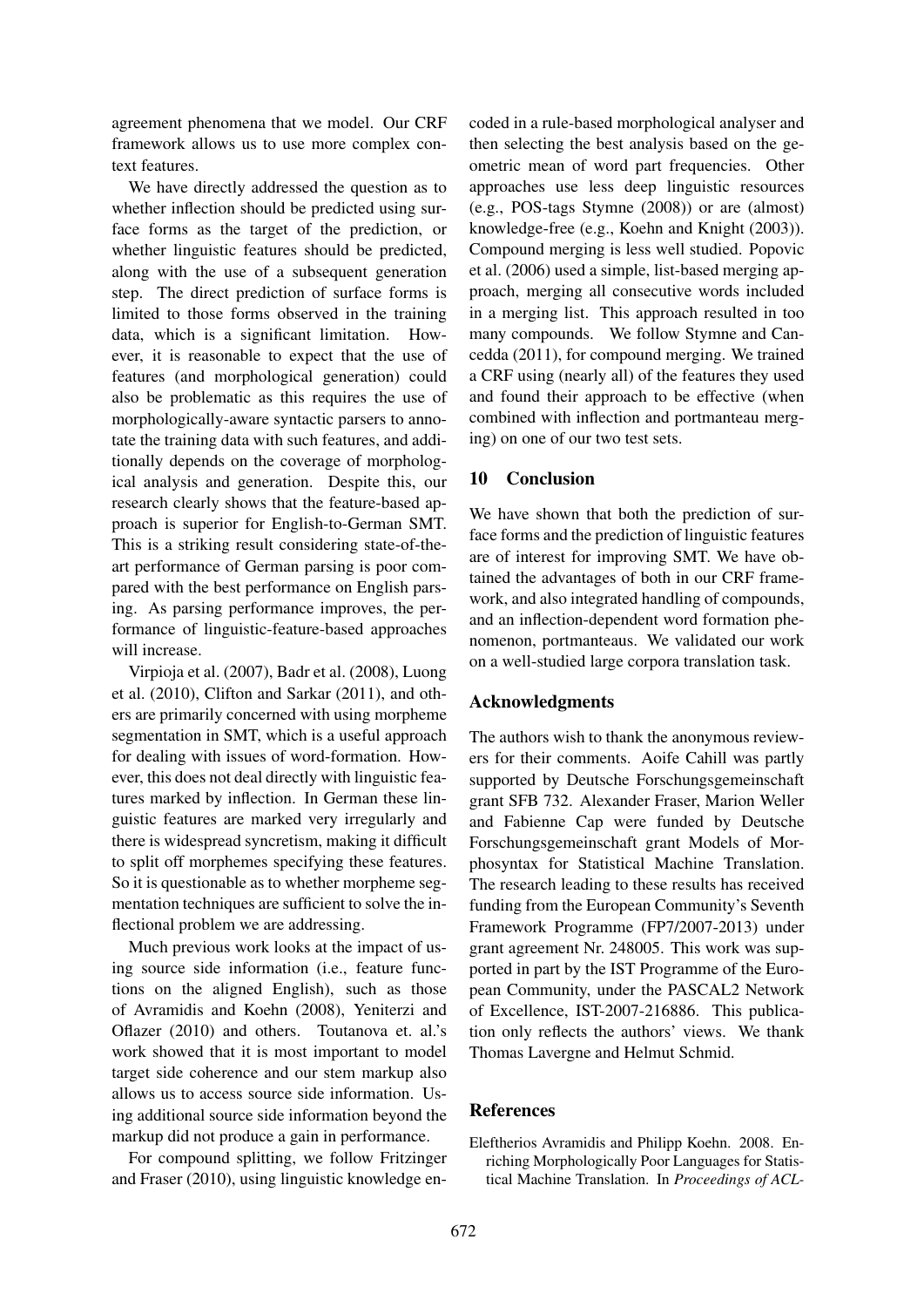agreement phenomena that we model. Our CRF framework allows us to use more complex context features.

We have directly addressed the question as to whether inflection should be predicted using surface forms as the target of the prediction, or whether linguistic features should be predicted, along with the use of a subsequent generation step. The direct prediction of surface forms is limited to those forms observed in the training data, which is a significant limitation. However, it is reasonable to expect that the use of features (and morphological generation) could also be problematic as this requires the use of morphologically-aware syntactic parsers to annotate the training data with such features, and additionally depends on the coverage of morphological analysis and generation. Despite this, our research clearly shows that the feature-based approach is superior for English-to-German SMT. This is a striking result considering state-of-the-art performance of German parsing is poor compared with the best performance on English parsing. As parsing performance improves, the performance of linguistic-feature-based approaches will increase.

Virpioja et al. (2007), Badr et al. (2008), Luong et al. (2010), Clifton and Sarkar (2011), and others are primarily concerned with using morpheme segmentation in SMT, which is a useful approach for dealing with issues of word-formation. However, this does not deal directly with linguistic features marked by inflection. In German these linguistic features are marked very irregularly and there is widespread syncretism, making it difficult to split off morphemes specifying these features. So it is questionable as to whether morpheme segmentation techniques are sufficient to solve the inflectional problem we are addressing.

Much previous work looks at the impact of using source side information (i.e., feature functions on the aligned English), such as those of Avramidis and Koehn (2008), Yeniterzi and Oflazer (2010) and others. Toutanova et. al.'s work showed that it is most important to model target side coherence and our stem markup also allows us to access source side information. Using additional source side information beyond the markup did not produce a gain in performance.

For compound splitting, we follow Fritzinger and Fraser (2010), using linguistic knowledge encoded in a rule-based morphological analyser and then selecting the best analysis based on the geometric mean of word part frequencies. Other approaches use less deep linguistic resources (e.g., POS-tags Stymne (2008)) or are (almost) knowledge-free (e.g., Koehn and Knight (2003)). Compound merging is less well studied. Popovic et al. (2006) used a simple, list-based merging approach, merging all consecutive words included in a merging list. This approach resulted in too many compounds. We follow Stymne and Cancedda (2011), for compound merging. We trained a CRF using (nearly all) of the features they used and found their approach to be effective (when combined with inflection and portmanteau merging) on one of our two test sets.

## 10 Conclusion

We have shown that both the prediction of surface forms and the prediction of linguistic features are of interest for improving SMT. We have obtained the advantages of both in our CRF framework, and also integrated handling of compounds, and an inflection-dependent word formation phenomenon, portmanteaus. We validated our work on a well-studied large corpora translation task.

## Acknowledgments

The authors wish to thank the anonymous reviewers for their comments. Aoife Cahill was partly supported by Deutsche Forschungsgemeinschaft grant SFB 732. Alexander Fraser, Marion Weller and Fabienne Cap were funded by Deutsche Forschungsgemeinschaft grant Models of Morphosyntax for Statistical Machine Translation. The research leading to these results has received funding from the European Community's Seventh Framework Programme (FP7/2007-2013) under grant agreement Nr. 248005. This work was supported in part by the IST Programme of the European Community, under the PASCAL2 Network of Excellence, IST-2007-216886. This publication only reflects the authors' views. We thank Thomas Lavergne and Helmut Schmid.

## References

Eleftherios Avramidis and Philipp Koehn. 2008. Enriching Morphologically Poor Languages for Statistical Machine Translation. In *Proceedings of ACL-*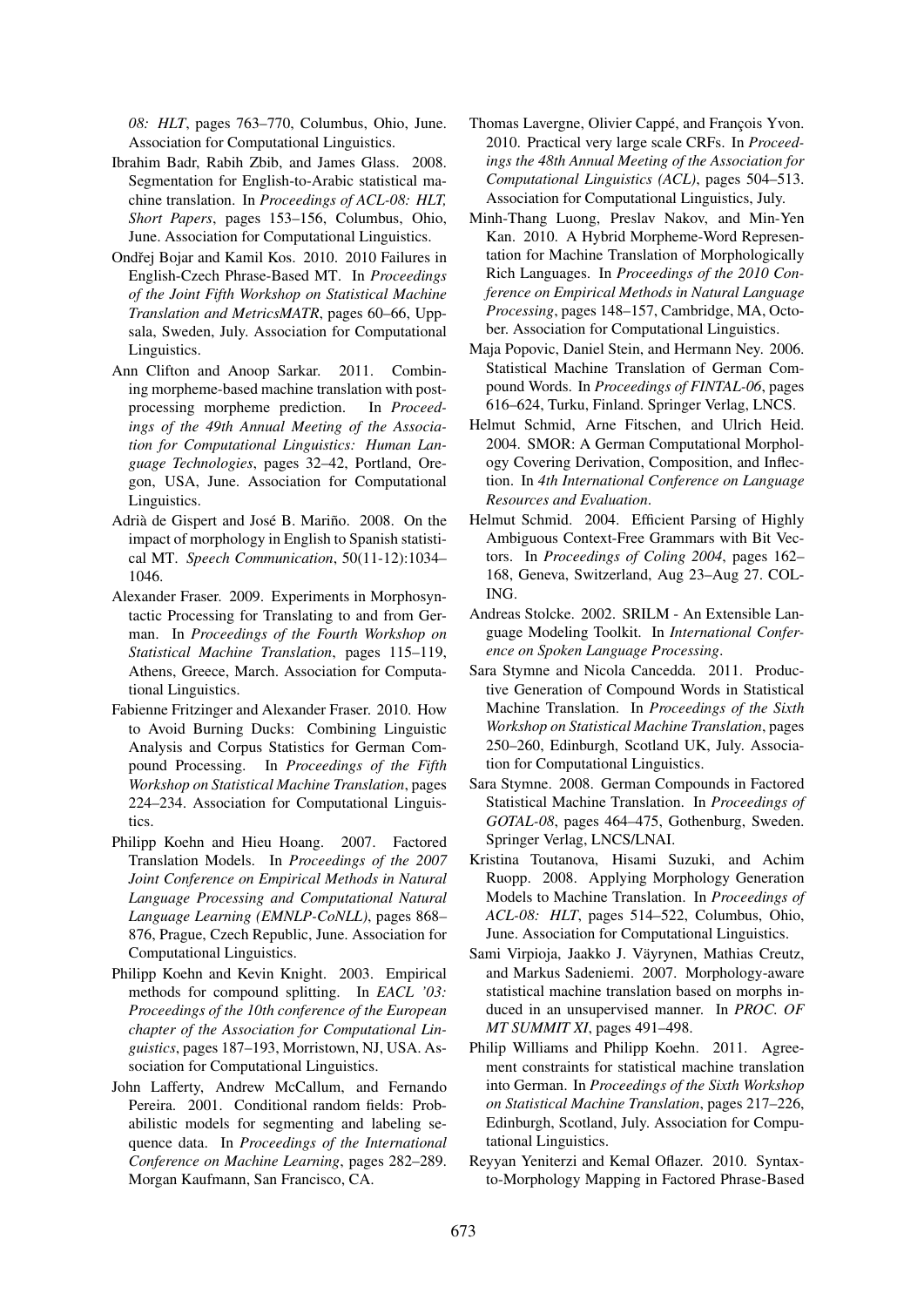*08: HLT*, pages 763–770, Columbus, Ohio, June. Association for Computational Linguistics.

Ibrahim Badr, Rabih Zbib, and James Glass. 2008. Segmentation for English-to-Arabic statistical machine translation. In *Proceedings of ACL-08: HLT, Short Papers*, pages 153–156, Columbus, Ohio, June. Association for Computational Linguistics.

Ondřej Bojar and Kamil Kos. 2010. 2010 Failures in English-Czech Phrase-Based MT. In *Proceedings of the Joint Fifth Workshop on Statistical Machine Translation and MetricsMATR*, pages 60–66, Uppsala, Sweden, July. Association for Computational Linguistics.

Ann Clifton and Anoop Sarkar. 2011. Combining morpheme-based machine translation with post-processing morpheme prediction. In *Proceedings of the 49th Annual Meeting of the Association for Computational Linguistics: Human Language Technologies*, pages 32–42, Portland, Oregon, USA, June. Association for Computational Linguistics.

Adrià de Gispert and José B. Mariño. 2008. On the impact of morphology in English to Spanish statistical MT. *Speech Communication*, 50(11-12):1034–1046.

Alexander Fraser. 2009. Experiments in Morphosyntactic Processing for Translating to and from German. In *Proceedings of the Fourth Workshop on Statistical Machine Translation*, pages 115–119, Athens, Greece, March. Association for Computational Linguistics.

Fabienne Fritzinger and Alexander Fraser. 2010. How to Avoid Burning Ducks: Combining Linguistic Analysis and Corpus Statistics for German Compound Processing. In *Proceedings of the Fifth Workshop on Statistical Machine Translation*, pages 224–234. Association for Computational Linguistics.

Philipp Koehn and Hieu Hoang. 2007. Factored Translation Models. In *Proceedings of the 2007 Joint Conference on Empirical Methods in Natural Language Processing and Computational Natural Language Learning (EMNLP-CoNLL)*, pages 868–876, Prague, Czech Republic, June. Association for Computational Linguistics.

Philipp Koehn and Kevin Knight. 2003. Empirical methods for compound splitting. In *EACL '03: Proceedings of the 10th conference of the European chapter of the Association for Computational Linguistics*, pages 187–193, Morristown, NJ, USA. Association for Computational Linguistics.

John Lafferty, Andrew McCallum, and Fernando Pereira. 2001. Conditional random fields: Probabilistic models for segmenting and labeling sequence data. In *Proceedings of the International Conference on Machine Learning*, pages 282–289. Morgan Kaufmann, San Francisco, CA.

Thomas Lavergne, Olivier Cappé, and François Yvon. 2010. Practical very large scale CRFs. In *Proceedings the 48th Annual Meeting of the Association for Computational Linguistics (ACL)*, pages 504–513. Association for Computational Linguistics, July.

Minh-Thang Luong, Preslav Nakov, and Min-Yen Kan. 2010. A Hybrid Morpheme-Word Representation for Machine Translation of Morphologically Rich Languages. In *Proceedings of the 2010 Conference on Empirical Methods in Natural Language Processing*, pages 148–157, Cambridge, MA, October. Association for Computational Linguistics.

Maja Popovic, Daniel Stein, and Hermann Ney. 2006. Statistical Machine Translation of German Compound Words. In *Proceedings of FINTAL-06*, pages 616–624, Turku, Finland. Springer Verlag, LNCS.

Helmut Schmid, Arne Fitschen, and Ulrich Heid. 2004. SMOR: A German Computational Morphology Covering Derivation, Composition, and Inflection. In *4th International Conference on Language Resources and Evaluation*.

Helmut Schmid. 2004. Efficient Parsing of Highly Ambiguous Context-Free Grammars with Bit Vectors. In *Proceedings of Coling 2004*, pages 162–168, Geneva, Switzerland, Aug 23–Aug 27. COLING.

Andreas Stolcke. 2002. SRILM - An Extensible Language Modeling Toolkit. In *International Conference on Spoken Language Processing*.

Sara Stymne and Nicola Cancedda. 2011. Productive Generation of Compound Words in Statistical Machine Translation. In *Proceedings of the Sixth Workshop on Statistical Machine Translation*, pages 250–260, Edinburgh, Scotland UK, July. Association for Computational Linguistics.

Sara Stymne. 2008. German Compounds in Factored Statistical Machine Translation. In *Proceedings of GOTAL-08*, pages 464–475, Gothenburg, Sweden. Springer Verlag, LNCS/LNAI.

Kristina Toutanova, Hisami Suzuki, and Achim Ruopp. 2008. Applying Morphology Generation Models to Machine Translation. In *Proceedings of ACL-08: HLT*, pages 514–522, Columbus, Ohio, June. Association for Computational Linguistics.

Sami Virpioja, Jaakko J. Väyrynen, Mathias Creutz, and Markus Sadeniemi. 2007. Morphology-aware statistical machine translation based on morphs induced in an unsupervised manner. In *PROC. OF MT SUMMIT XI*, pages 491–498.

Philip Williams and Philipp Koehn. 2011. Agreement constraints for statistical machine translation into German. In *Proceedings of the Sixth Workshop on Statistical Machine Translation*, pages 217–226, Edinburgh, Scotland, July. Association for Computational Linguistics.

Reyyan Yeniterzi and Kemal Oflazer. 2010. Syntax-to-Morphology Mapping in Factored Phrase-Based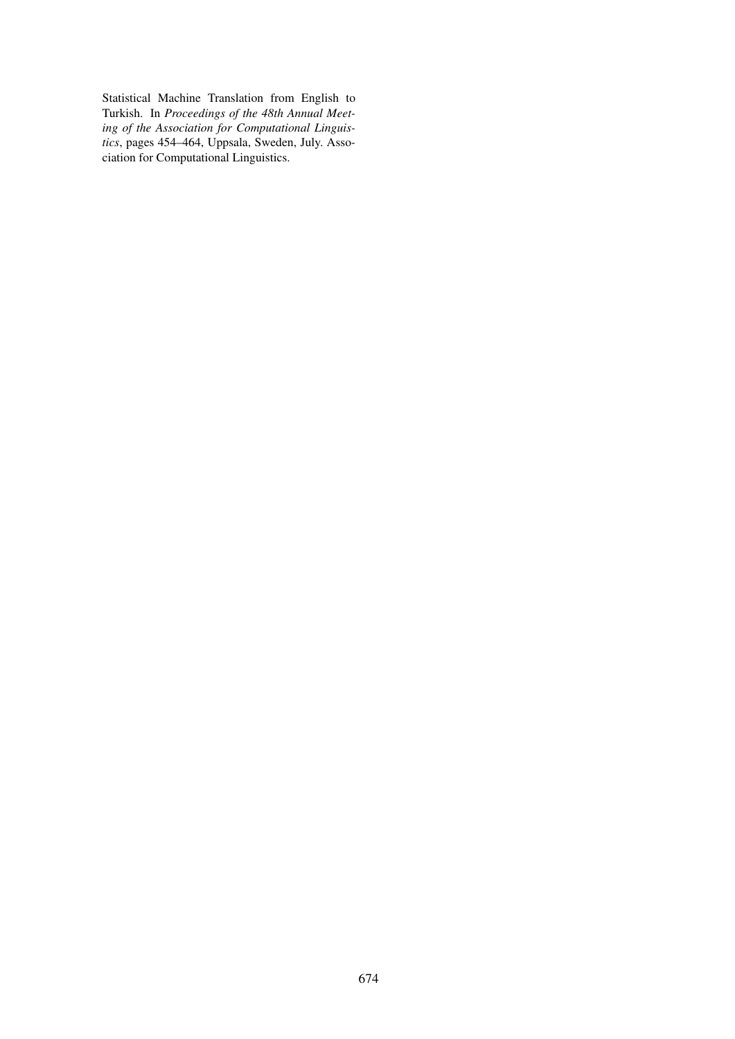Statistical Machine Translation from English to Turkish. In *Proceedings of the 48th Annual Meeting of the Association for Computational Linguistics*, pages 454–464, Uppsala, Sweden, July. Association for Computational Linguistics.